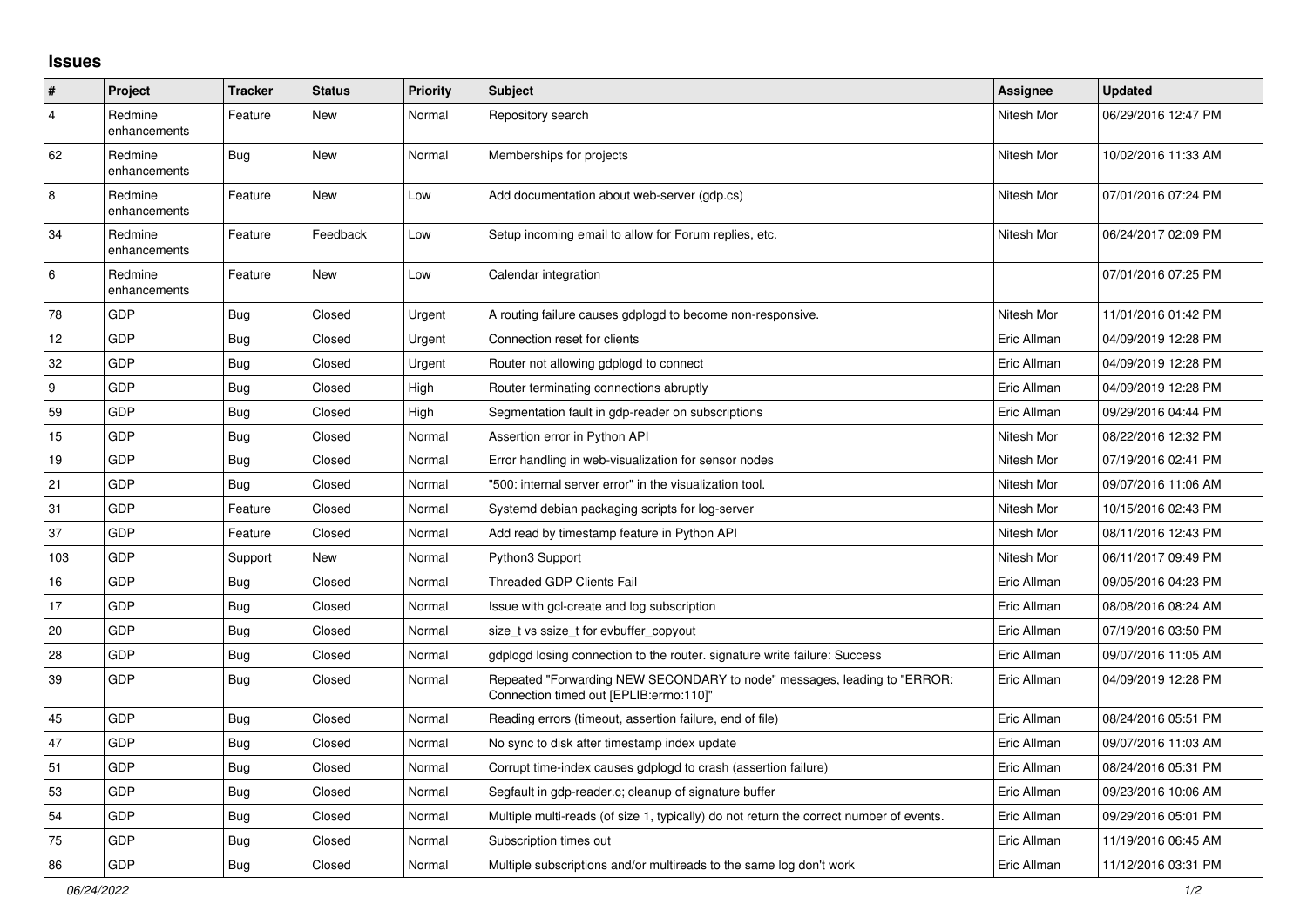## Issues

| # | Project | Tracker | Status | Priority | Subject | Assignee | Updated |
|---|---|---|---|---|---|---|---|
| 4 | Redmine enhancements | Feature | New | Normal | Repository search | Nitesh Mor | 06/29/2016 12:47 PM |
| 62 | Redmine enhancements | Bug | New | Normal | Memberships for projects | Nitesh Mor | 10/02/2016 11:33 AM |
| 8 | Redmine enhancements | Feature | New | Low | Add documentation about web-server (gdp.cs) | Nitesh Mor | 07/01/2016 07:24 PM |
| 34 | Redmine enhancements | Feature | Feedback | Low | Setup incoming email to allow for Forum replies, etc. | Nitesh Mor | 06/24/2017 02:09 PM |
| 6 | Redmine enhancements | Feature | New | Low | Calendar integration | | 07/01/2016 07:25 PM |
| 78 | GDP | Bug | Closed | Urgent | A routing failure causes gdplogd to become non-responsive. | Nitesh Mor | 11/01/2016 01:42 PM |
| 12 | GDP | Bug | Closed | Urgent | Connection reset for clients | Eric Allman | 04/09/2019 12:28 PM |
| 32 | GDP | Bug | Closed | Urgent | Router not allowing gdplogd to connect | Eric Allman | 04/09/2019 12:28 PM |
| 9 | GDP | Bug | Closed | High | Router terminating connections abruptly | Eric Allman | 04/09/2019 12:28 PM |
| 59 | GDP | Bug | Closed | High | Segmentation fault in gdp-reader on subscriptions | Eric Allman | 09/29/2016 04:44 PM |
| 15 | GDP | Bug | Closed | Normal | Assertion error in Python API | Nitesh Mor | 08/22/2016 12:32 PM |
| 19 | GDP | Bug | Closed | Normal | Error handling in web-visualization for sensor nodes | Nitesh Mor | 07/19/2016 02:41 PM |
| 21 | GDP | Bug | Closed | Normal | "500: internal server error" in the visualization tool. | Nitesh Mor | 09/07/2016 11:06 AM |
| 31 | GDP | Feature | Closed | Normal | Systemd debian packaging scripts for log-server | Nitesh Mor | 10/15/2016 02:43 PM |
| 37 | GDP | Feature | Closed | Normal | Add read by timestamp feature in Python API | Nitesh Mor | 08/11/2016 12:43 PM |
| 103 | GDP | Support | New | Normal | Python3 Support | Nitesh Mor | 06/11/2017 09:49 PM |
| 16 | GDP | Bug | Closed | Normal | Threaded GDP Clients Fail | Eric Allman | 09/05/2016 04:23 PM |
| 17 | GDP | Bug | Closed | Normal | Issue with gcl-create and log subscription | Eric Allman | 08/08/2016 08:24 AM |
| 20 | GDP | Bug | Closed | Normal | size_t vs ssize_t for evbuffer_copyout | Eric Allman | 07/19/2016 03:50 PM |
| 28 | GDP | Bug | Closed | Normal | gdplogd losing connection to the router. signature write failure: Success | Eric Allman | 09/07/2016 11:05 AM |
| 39 | GDP | Bug | Closed | Normal | Repeated "Forwarding NEW SECONDARY to node" messages, leading to "ERROR: Connection timed out [EPLIB:errno:110]" | Eric Allman | 04/09/2019 12:28 PM |
| 45 | GDP | Bug | Closed | Normal | Reading errors (timeout, assertion failure, end of file) | Eric Allman | 08/24/2016 05:51 PM |
| 47 | GDP | Bug | Closed | Normal | No sync to disk after timestamp index update | Eric Allman | 09/07/2016 11:03 AM |
| 51 | GDP | Bug | Closed | Normal | Corrupt time-index causes gdplogd to crash (assertion failure) | Eric Allman | 08/24/2016 05:31 PM |
| 53 | GDP | Bug | Closed | Normal | Segfault in gdp-reader.c; cleanup of signature buffer | Eric Allman | 09/23/2016 10:06 AM |
| 54 | GDP | Bug | Closed | Normal | Multiple multi-reads (of size 1, typically) do not return the correct number of events. | Eric Allman | 09/29/2016 05:01 PM |
| 75 | GDP | Bug | Closed | Normal | Subscription times out | Eric Allman | 11/19/2016 06:45 AM |
| 86 | GDP | Bug | Closed | Normal | Multiple subscriptions and/or multireads to the same log don't work | Eric Allman | 11/12/2016 03:31 PM |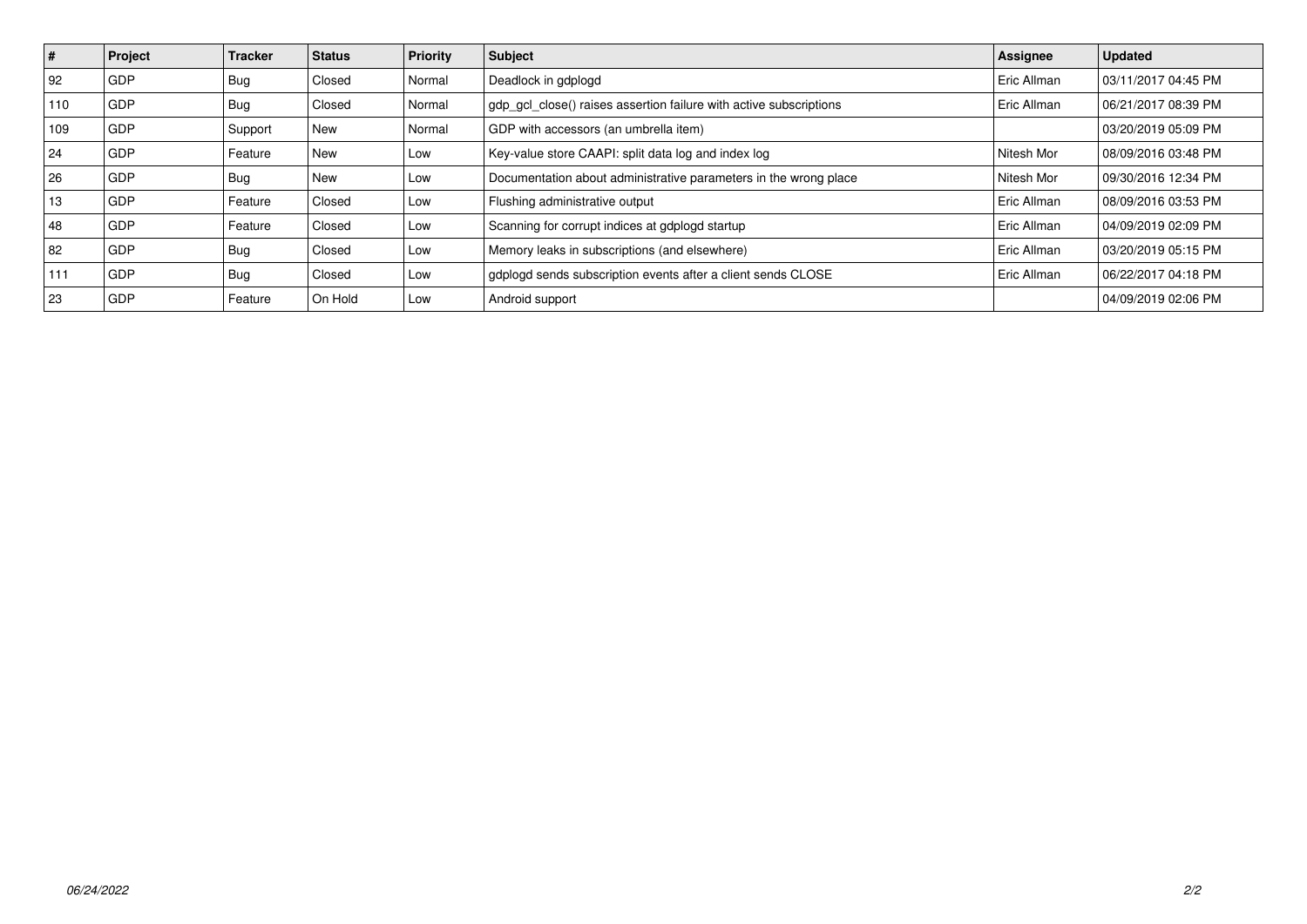| # | Project | Tracker | Status | Priority | Subject | Assignee | Updated |
|---|---|---|---|---|---|---|---|
| 92 | GDP | Bug | Closed | Normal | Deadlock in gdplogd | Eric Allman | 03/11/2017 04:45 PM |
| 110 | GDP | Bug | Closed | Normal | gdp_gcl_close() raises assertion failure with active subscriptions | Eric Allman | 06/21/2017 08:39 PM |
| 109 | GDP | Support | New | Normal | GDP with accessors (an umbrella item) | | 03/20/2019 05:09 PM |
| 24 | GDP | Feature | New | Low | Key-value store CAAPI: split data log and index log | Nitesh Mor | 08/09/2016 03:48 PM |
| 26 | GDP | Bug | New | Low | Documentation about administrative parameters in the wrong place | Nitesh Mor | 09/30/2016 12:34 PM |
| 13 | GDP | Feature | Closed | Low | Flushing administrative output | Eric Allman | 08/09/2016 03:53 PM |
| 48 | GDP | Feature | Closed | Low | Scanning for corrupt indices at gdplogd startup | Eric Allman | 04/09/2019 02:09 PM |
| 82 | GDP | Bug | Closed | Low | Memory leaks in subscriptions (and elsewhere) | Eric Allman | 03/20/2019 05:15 PM |
| 111 | GDP | Bug | Closed | Low | gdplogd sends subscription events after a client sends CLOSE | Eric Allman | 06/22/2017 04:18 PM |
| 23 | GDP | Feature | On Hold | Low | Android support | | 04/09/2019 02:06 PM |

*06/24/2022*